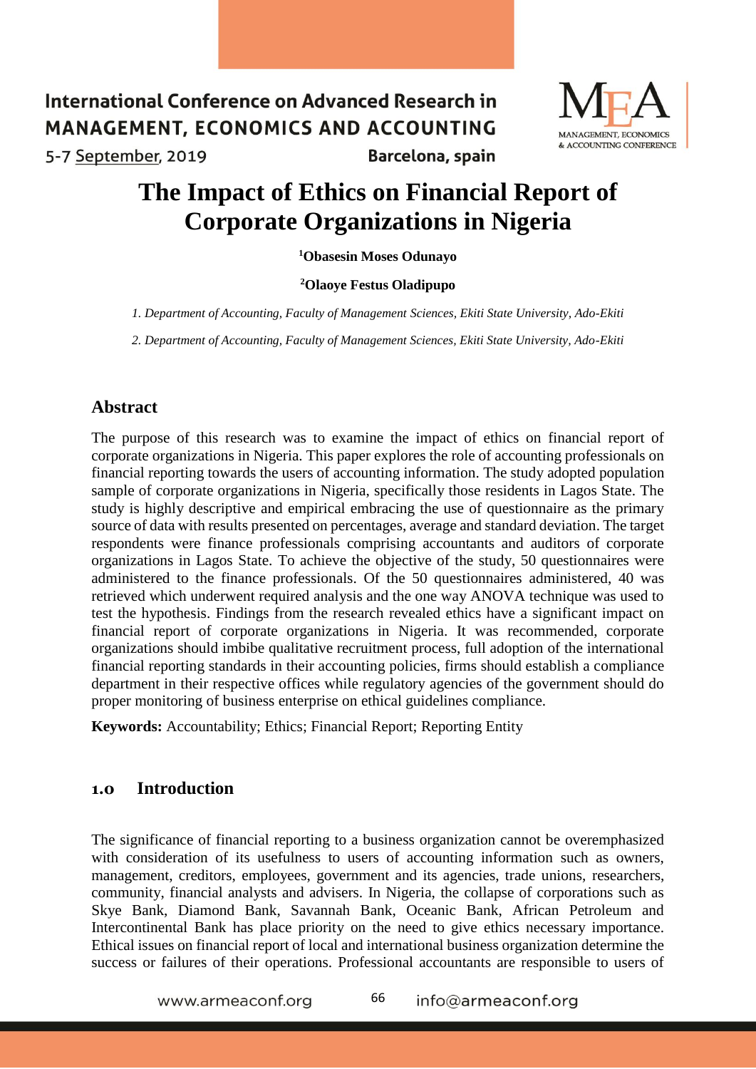# The Impact of Ethics on Financial Report of Corporate Organizations in Nigeria

**[1]Obasesin Moses Odunayo**

**[2]Olaoye Festus Oladipupo**

*1. Department of Accounting, Faculty of Management Sciences, Ekiti State University, Ado-Ekiti*

*2. Department of Accounting, Faculty of Management Sciences, Ekiti State University, Ado-Ekiti*

## Abstract

The purpose of this research was to examine the impact of ethics on financial report of corporate organizations in Nigeria. This paper explores the role of accounting professionals on financial reporting towards the users of accounting information. The study adopted population sample of corporate organizations in Nigeria, specifically those residents in Lagos State. The study is highly descriptive and empirical embracing the use of questionnaire as the primary source of data with results presented on percentages, average and standard deviation. The target respondents were finance professionals comprising accountants and auditors of corporate organizations in Lagos State. To achieve the objective of the study, 50 questionnaires were administered to the finance professionals. Of the 50 questionnaires administered, 40 was retrieved which underwent required analysis and the one way ANOVA technique was used to test the hypothesis. Findings from the research revealed ethics have a significant impact on financial report of corporate organizations in Nigeria. It was recommended, corporate organizations should imbibe qualitative recruitment process, full adoption of the international financial reporting standards in their accounting policies, firms should establish a compliance department in their respective offices while regulatory agencies of the government should do proper monitoring of business enterprise on ethical guidelines compliance.

**Keywords:** Accountability; Ethics; Financial Report; Reporting Entity

## 1.0 Introduction

The significance of financial reporting to a business organization cannot be overemphasized with consideration of its usefulness to users of accounting information such as owners, management, creditors, employees, government and its agencies, trade unions, researchers, community, financial analysts and advisers. In Nigeria, the collapse of corporations such as Skye Bank, Diamond Bank, Savannah Bank, Oceanic Bank, African Petroleum and Intercontinental Bank has place priority on the need to give ethics necessary importance. Ethical issues on financial report of local and international business organization determine the success or failures of their operations. Professional accountants are responsible to users of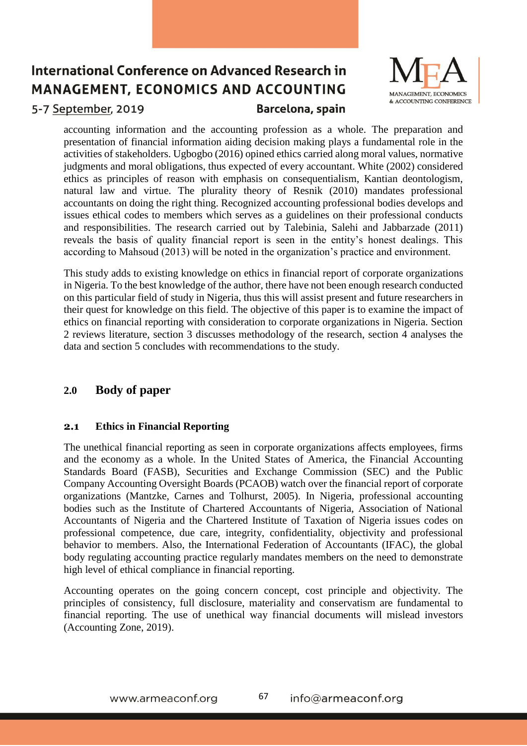accounting information and the accounting profession as a whole. The preparation and presentation of financial information aiding decision making plays a fundamental role in the activities of stakeholders. Ugbogbo (2016) opined ethics carried along moral values, normative judgments and moral obligations, thus expected of every accountant. White (2002) considered ethics as principles of reason with emphasis on consequentialism, Kantian deontologism, natural law and virtue. The plurality theory of Resnik (2010) mandates professional accountants on doing the right thing. Recognized accounting professional bodies develops and issues ethical codes to members which serves as a guidelines on their professional conducts and responsibilities. The research carried out by Talebinia, Salehi and Jabbarzade (2011) reveals the basis of quality financial report is seen in the entity's honest dealings. This according to Mahsoud (2013) will be noted in the organization's practice and environment.

This study adds to existing knowledge on ethics in financial report of corporate organizations in Nigeria. To the best knowledge of the author, there have not been enough research conducted on this particular field of study in Nigeria, thus this will assist present and future researchers in their quest for knowledge on this field. The objective of this paper is to examine the impact of ethics on financial reporting with consideration to corporate organizations in Nigeria. Section 2 reviews literature, section 3 discusses methodology of the research, section 4 analyses the data and section 5 concludes with recommendations to the study.

## 2.0 Body of paper

### 2.1 Ethics in Financial Reporting

The unethical financial reporting as seen in corporate organizations affects employees, firms and the economy as a whole. In the United States of America, the Financial Accounting Standards Board (FASB), Securities and Exchange Commission (SEC) and the Public Company Accounting Oversight Boards (PCAOB) watch over the financial report of corporate organizations (Mantzke, Carnes and Tolhurst, 2005). In Nigeria, professional accounting bodies such as the Institute of Chartered Accountants of Nigeria, Association of National Accountants of Nigeria and the Chartered Institute of Taxation of Nigeria issues codes on professional competence, due care, integrity, confidentiality, objectivity and professional behavior to members. Also, the International Federation of Accountants (IFAC), the global body regulating accounting practice regularly mandates members on the need to demonstrate high level of ethical compliance in financial reporting.

Accounting operates on the going concern concept, cost principle and objectivity. The principles of consistency, full disclosure, materiality and conservatism are fundamental to financial reporting. The use of unethical way financial documents will mislead investors (Accounting Zone, 2019).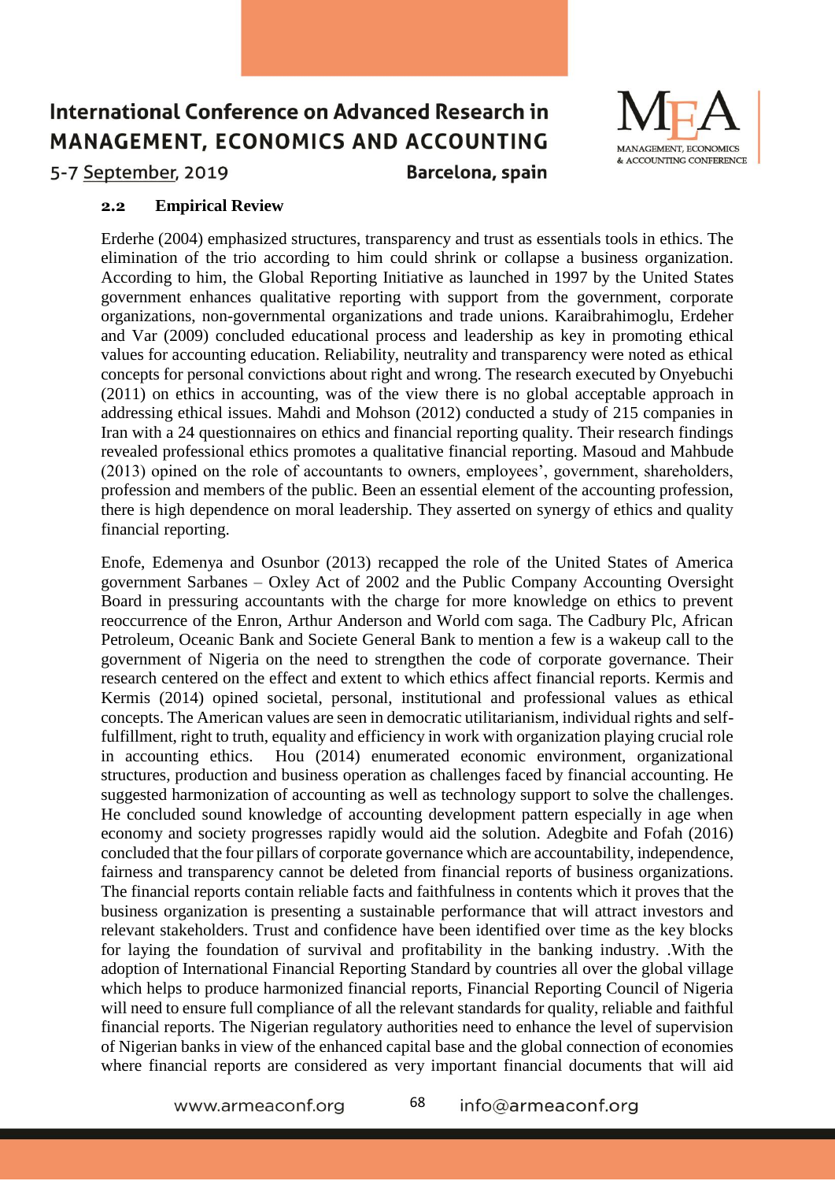### 2.2 Empirical Review

Erderhe (2004) emphasized structures, transparency and trust as essentials tools in ethics. The elimination of the trio according to him could shrink or collapse a business organization. According to him, the Global Reporting Initiative as launched in 1997 by the United States government enhances qualitative reporting with support from the government, corporate organizations, non-governmental organizations and trade unions. Karaibrahimoglu, Erdeher and Var (2009) concluded educational process and leadership as key in promoting ethical values for accounting education. Reliability, neutrality and transparency were noted as ethical concepts for personal convictions about right and wrong. The research executed by Onyebuchi (2011) on ethics in accounting, was of the view there is no global acceptable approach in addressing ethical issues. Mahdi and Mohson (2012) conducted a study of 215 companies in Iran with a 24 questionnaires on ethics and financial reporting quality. Their research findings revealed professional ethics promotes a qualitative financial reporting. Masoud and Mahbude (2013) opined on the role of accountants to owners, employees', government, shareholders, profession and members of the public. Been an essential element of the accounting profession, there is high dependence on moral leadership. They asserted on synergy of ethics and quality financial reporting.

Enofe, Edemenya and Osunbor (2013) recapped the role of the United States of America government Sarbanes – Oxley Act of 2002 and the Public Company Accounting Oversight Board in pressuring accountants with the charge for more knowledge on ethics to prevent reoccurrence of the Enron, Arthur Anderson and World com saga. The Cadbury Plc, African Petroleum, Oceanic Bank and Societe General Bank to mention a few is a wakeup call to the government of Nigeria on the need to strengthen the code of corporate governance. Their research centered on the effect and extent to which ethics affect financial reports. Kermis and Kermis (2014) opined societal, personal, institutional and professional values as ethical concepts. The American values are seen in democratic utilitarianism, individual rights and self-fulfillment, right to truth, equality and efficiency in work with organization playing crucial role in accounting ethics. Hou (2014) enumerated economic environment, organizational structures, production and business operation as challenges faced by financial accounting. He suggested harmonization of accounting as well as technology support to solve the challenges. He concluded sound knowledge of accounting development pattern especially in age when economy and society progresses rapidly would aid the solution. Adegbite and Fofah (2016) concluded that the four pillars of corporate governance which are accountability, independence, fairness and transparency cannot be deleted from financial reports of business organizations. The financial reports contain reliable facts and faithfulness in contents which it proves that the business organization is presenting a sustainable performance that will attract investors and relevant stakeholders. Trust and confidence have been identified over time as the key blocks for laying the foundation of survival and profitability in the banking industry. .With the adoption of International Financial Reporting Standard by countries all over the global village which helps to produce harmonized financial reports, Financial Reporting Council of Nigeria will need to ensure full compliance of all the relevant standards for quality, reliable and faithful financial reports. The Nigerian regulatory authorities need to enhance the level of supervision of Nigerian banks in view of the enhanced capital base and the global connection of economies where financial reports are considered as very important financial documents that will aid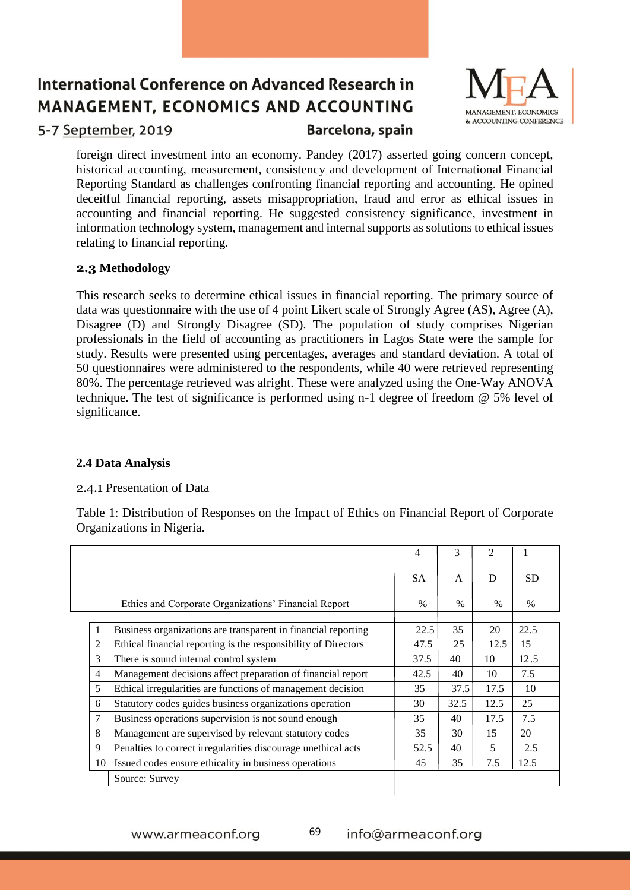foreign direct investment into an economy. Pandey (2017) asserted going concern concept, historical accounting, measurement, consistency and development of International Financial Reporting Standard as challenges confronting financial reporting and accounting. He opined deceitful financial reporting, assets misappropriation, fraud and error as ethical issues in accounting and financial reporting. He suggested consistency significance, investment in information technology system, management and internal supports as solutions to ethical issues relating to financial reporting.

### 2.3 Methodology

This research seeks to determine ethical issues in financial reporting. The primary source of data was questionnaire with the use of 4 point Likert scale of Strongly Agree (AS), Agree (A), Disagree (D) and Strongly Disagree (SD). The population of study comprises Nigerian professionals in the field of accounting as practitioners in Lagos State were the sample for study. Results were presented using percentages, averages and standard deviation. A total of 50 questionnaires were administered to the respondents, while 40 were retrieved representing 80%. The percentage retrieved was alright. These were analyzed using the One-Way ANOVA technique. The test of significance is performed using n-1 degree of freedom @ 5% level of significance.

### 2.4 Data Analysis

2.4.1 Presentation of Data

Table 1: Distribution of Responses on the Impact of Ethics on Financial Report of Corporate Organizations in Nigeria.

| | | 4 | 3 | 2 | 1 |
|---|---|---|---|---|---|
| | | SA | A | D | SD |
| | Ethics and Corporate Organizations' Financial Report | % | % | % | % |
| 1 | Business organizations are transparent in financial reporting | 22.5 | 35 | 20 | 22.5 |
| 2 | Ethical financial reporting is the responsibility of Directors | 47.5 | 25 | 12.5 | 15 |
| 3 | There is sound internal control system | 37.5 | 40 | 10 | 12.5 |
| 4 | Management decisions affect preparation of financial report | 42.5 | 40 | 10 | 7.5 |
| 5 | Ethical irregularities are functions of management decision | 35 | 37.5 | 17.5 | 10 |
| 6 | Statutory codes guides business organizations operation | 30 | 32.5 | 12.5 | 25 |
| 7 | Business operations supervision is not sound enough | 35 | 40 | 17.5 | 7.5 |
| 8 | Management are supervised by relevant statutory codes | 35 | 30 | 15 | 20 |
| 9 | Penalties to correct irregularities discourage unethical acts | 52.5 | 40 | 5 | 2.5 |
| 10 | Issued codes ensure ethicality in business operations | 45 | 35 | 7.5 | 12.5 |
| | Source: Survey | | | | |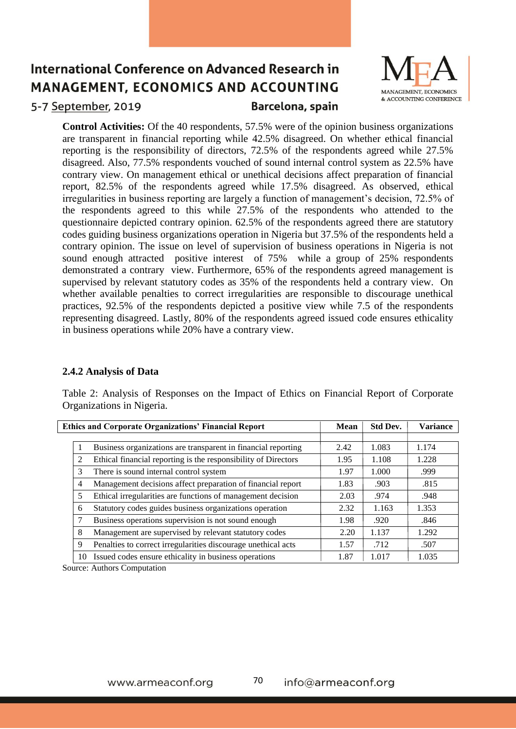**Control Activities:** Of the 40 respondents, 57.5% were of the opinion business organizations are transparent in financial reporting while 42.5% disagreed. On whether ethical financial reporting is the responsibility of directors, 72.5% of the respondents agreed while 27.5% disagreed. Also, 77.5% respondents vouched of sound internal control system as 22.5% have contrary view. On management ethical or unethical decisions affect preparation of financial report, 82.5% of the respondents agreed while 17.5% disagreed. As observed, ethical irregularities in business reporting are largely a function of management's decision, 72.5% of the respondents agreed to this while 27.5% of the respondents who attended to the questionnaire depicted contrary opinion. 62.5% of the respondents agreed there are statutory codes guiding business organizations operation in Nigeria but 37.5% of the respondents held a contrary opinion. The issue on level of supervision of business operations in Nigeria is not sound enough attracted positive interest of 75% while a group of 25% respondents demonstrated a contrary view. Furthermore, 65% of the respondents agreed management is supervised by relevant statutory codes as 35% of the respondents held a contrary view. On whether available penalties to correct irregularities are responsible to discourage unethical practices, 92.5% of the respondents depicted a positive view while 7.5 of the respondents representing disagreed. Lastly, 80% of the respondents agreed issued code ensures ethicality in business operations while 20% have a contrary view.

### 2.4.2 Analysis of Data

Table 2: Analysis of Responses on the Impact of Ethics on Financial Report of Corporate Organizations in Nigeria.

| | Ethics and Corporate Organizations' Financial Report | Mean | Std Dev. | Variance |
|---|---|---|---|---|
| 1 | Business organizations are transparent in financial reporting | 2.42 | 1.083 | 1.174 |
| 2 | Ethical financial reporting is the responsibility of Directors | 1.95 | 1.108 | 1.228 |
| 3 | There is sound internal control system | 1.97 | 1.000 | .999 |
| 4 | Management decisions affect preparation of financial report | 1.83 | .903 | .815 |
| 5 | Ethical irregularities are functions of management decision | 2.03 | .974 | .948 |
| 6 | Statutory codes guides business organizations operation | 2.32 | 1.163 | 1.353 |
| 7 | Business operations supervision is not sound enough | 1.98 | .920 | .846 |
| 8 | Management are supervised by relevant statutory codes | 2.20 | 1.137 | 1.292 |
| 9 | Penalties to correct irregularities discourage unethical acts | 1.57 | .712 | .507 |
| 10 | Issued codes ensure ethicality in business operations | 1.87 | 1.017 | 1.035 |

Source: Authors Computation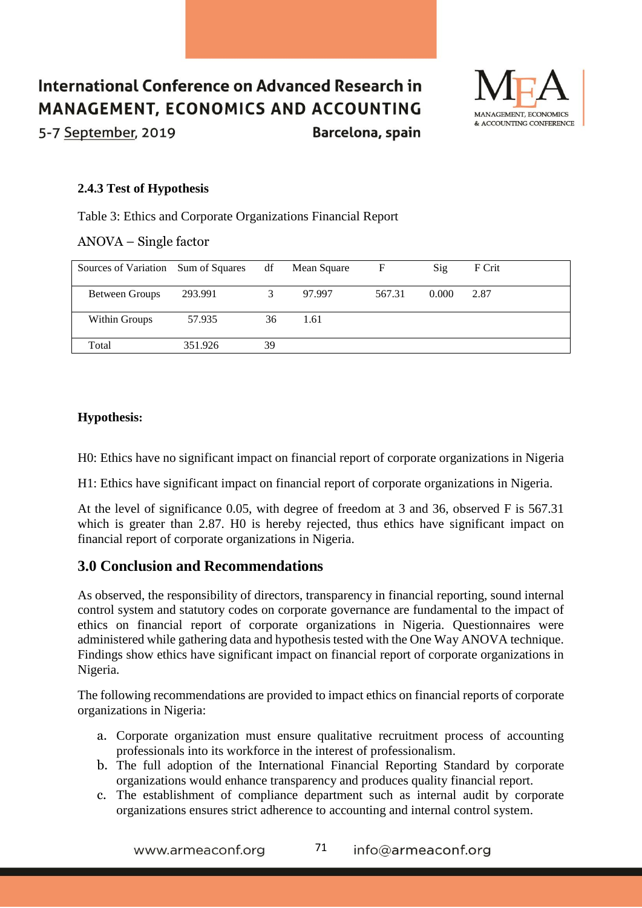### 2.4.3 Test of Hypothesis

Table 3: Ethics and Corporate Organizations Financial Report

ANOVA – Single factor

| Sources of Variation | Sum of Squares | df | Mean Square | F | Sig | F Crit |
|---|---|---|---|---|---|---|
| Between Groups | 293.991 | 3 | 97.997 | 567.31 | 0.000 | 2.87 |
| Within Groups | 57.935 | 36 | 1.61 | | | |
| Total | 351.926 | 39 | | | | |

**Hypothesis:**

H0: Ethics have no significant impact on financial report of corporate organizations in Nigeria

H1: Ethics have significant impact on financial report of corporate organizations in Nigeria.

At the level of significance 0.05, with degree of freedom at 3 and 36, observed F is 567.31 which is greater than 2.87. H0 is hereby rejected, thus ethics have significant impact on financial report of corporate organizations in Nigeria.

## 3.0 Conclusion and Recommendations

As observed, the responsibility of directors, transparency in financial reporting, sound internal control system and statutory codes on corporate governance are fundamental to the impact of ethics on financial report of corporate organizations in Nigeria. Questionnaires were administered while gathering data and hypothesis tested with the One Way ANOVA technique. Findings show ethics have significant impact on financial report of corporate organizations in Nigeria.

The following recommendations are provided to impact ethics on financial reports of corporate organizations in Nigeria:

a. Corporate organization must ensure qualitative recruitment process of accounting professionals into its workforce in the interest of professionalism.
b. The full adoption of the International Financial Reporting Standard by corporate organizations would enhance transparency and produces quality financial report.
c. The establishment of compliance department such as internal audit by corporate organizations ensures strict adherence to accounting and internal control system.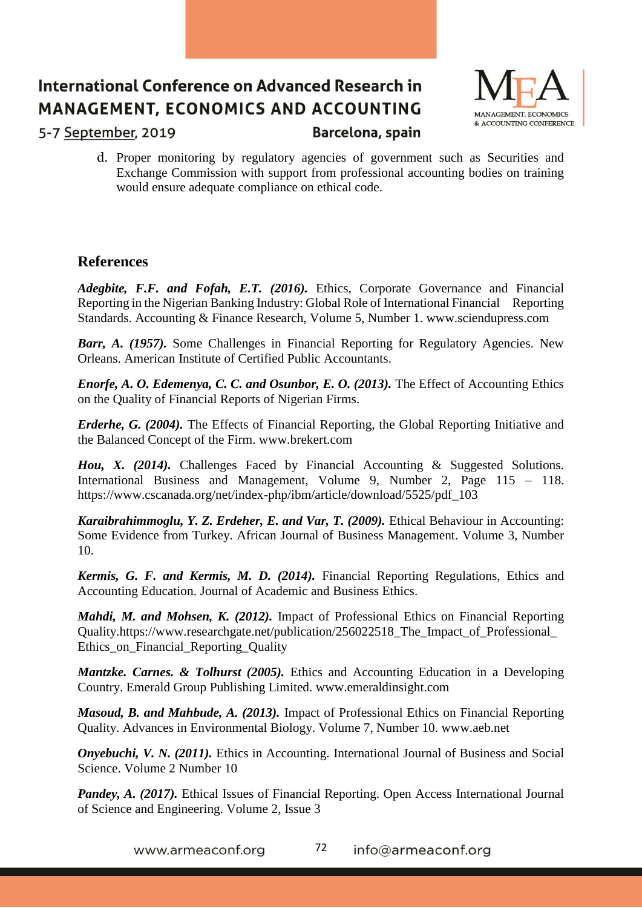d. Proper monitoring by regulatory agencies of government such as Securities and Exchange Commission with support from professional accounting bodies on training would ensure adequate compliance on ethical code.

## References

***Adegbite, F.F. and Fofah, E.T. (2016).*** Ethics, Corporate Governance and Financial Reporting in the Nigerian Banking Industry: Global Role of International Financial Reporting Standards. Accounting & Finance Research, Volume 5, Number 1. www.sciendupress.com

***Barr, A. (1957).*** Some Challenges in Financial Reporting for Regulatory Agencies. New Orleans. American Institute of Certified Public Accountants.

***Enorfe, A. O. Edemenya, C. C. and Osunbor, E. O. (2013).*** The Effect of Accounting Ethics on the Quality of Financial Reports of Nigerian Firms.

***Erderhe, G. (2004).*** The Effects of Financial Reporting, the Global Reporting Initiative and the Balanced Concept of the Firm. www.brekert.com

***Hou, X. (2014).*** Challenges Faced by Financial Accounting & Suggested Solutions. International Business and Management, Volume 9, Number 2, Page 115 – 118. https://www.cscanada.org/net/index-php/ibm/article/download/5525/pdf_103

***Karaibrahimmoglu, Y. Z. Erdeher, E. and Var, T. (2009).*** Ethical Behaviour in Accounting: Some Evidence from Turkey. African Journal of Business Management. Volume 3, Number 10.

***Kermis, G. F. and Kermis, M. D. (2014).*** Financial Reporting Regulations, Ethics and Accounting Education. Journal of Academic and Business Ethics.

***Mahdi, M. and Mohsen, K. (2012).*** Impact of Professional Ethics on Financial Reporting Quality.https://www.researchgate.net/publication/256022518_The_Impact_of_Professional_Ethics_on_Financial_Reporting_Quality

***Mantzke. Carnes. & Tolhurst (2005).*** Ethics and Accounting Education in a Developing Country. Emerald Group Publishing Limited. www.emeraldinsight.com

***Masoud, B. and Mahbude, A. (2013).*** Impact of Professional Ethics on Financial Reporting Quality. Advances in Environmental Biology. Volume 7, Number 10. www.aeb.net

***Onyebuchi, V. N. (2011).*** Ethics in Accounting. International Journal of Business and Social Science. Volume 2 Number 10

***Pandey, A. (2017).*** Ethical Issues of Financial Reporting. Open Access International Journal of Science and Engineering. Volume 2, Issue 3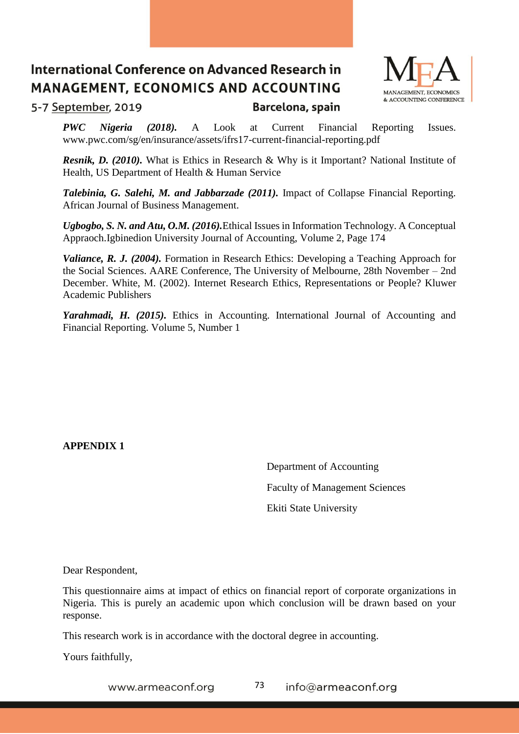***PWC Nigeria (2018).*** A Look at Current Financial Reporting Issues. www.pwc.com/sg/en/insurance/assets/ifrs17-current-financial-reporting.pdf

***Resnik, D. (2010).*** What is Ethics in Research & Why is it Important? National Institute of Health, US Department of Health & Human Service

***Talebinia, G. Salehi, M. and Jabbarzade (2011).*** Impact of Collapse Financial Reporting. African Journal of Business Management.

***Ugbogbo, S. N. and Atu, O.M. (2016).***Ethical Issues in Information Technology. A Conceptual Appraoch.Igbinedion University Journal of Accounting, Volume 2, Page 174

***Valiance, R. J. (2004).*** Formation in Research Ethics: Developing a Teaching Approach for the Social Sciences. AARE Conference, The University of Melbourne, 28th November – 2nd December. White, M. (2002). Internet Research Ethics, Representations or People? Kluwer Academic Publishers

***Yarahmadi, H. (2015).*** Ethics in Accounting. International Journal of Accounting and Financial Reporting. Volume 5, Number 1

**APPENDIX 1**

Department of Accounting

Faculty of Management Sciences

Ekiti State University

Dear Respondent,

This questionnaire aims at impact of ethics on financial report of corporate organizations in Nigeria. This is purely an academic upon which conclusion will be drawn based on your response.

This research work is in accordance with the doctoral degree in accounting.

Yours faithfully,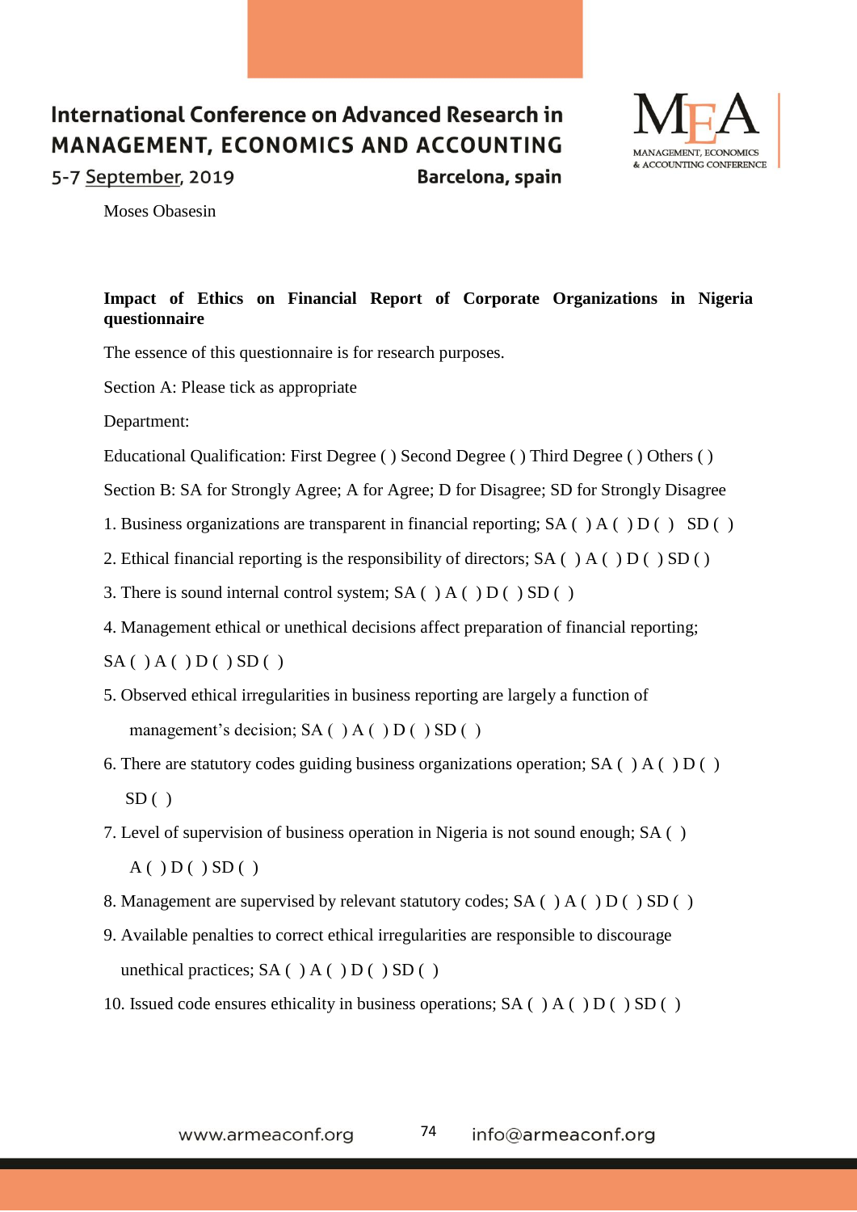Moses Obasesin

**Impact of Ethics on Financial Report of Corporate Organizations in Nigeria questionnaire**

The essence of this questionnaire is for research purposes.

Section A: Please tick as appropriate

Department:

Educational Qualification: First Degree ( ) Second Degree ( ) Third Degree ( ) Others ( )

Section B: SA for Strongly Agree; A for Agree; D for Disagree; SD for Strongly Disagree

1. Business organizations are transparent in financial reporting; SA ( ) A ( ) D ( ) SD ( )
2. Ethical financial reporting is the responsibility of directors; SA ( ) A ( ) D ( ) SD ( )
3. There is sound internal control system; SA ( ) A ( ) D ( ) SD ( )
4. Management ethical or unethical decisions affect preparation of financial reporting; SA ( ) A ( ) D ( ) SD ( )
5. Observed ethical irregularities in business reporting are largely a function of management's decision; SA ( ) A ( ) D ( ) SD ( )
6. There are statutory codes guiding business organizations operation; SA ( ) A ( ) D ( ) SD ( )
7. Level of supervision of business operation in Nigeria is not sound enough; SA ( ) A ( ) D ( ) SD ( )
8. Management are supervised by relevant statutory codes; SA ( ) A ( ) D ( ) SD ( )
9. Available penalties to correct ethical irregularities are responsible to discourage unethical practices; SA ( ) A ( ) D ( ) SD ( )
10. Issued code ensures ethicality in business operations; SA ( ) A ( ) D ( ) SD ( )